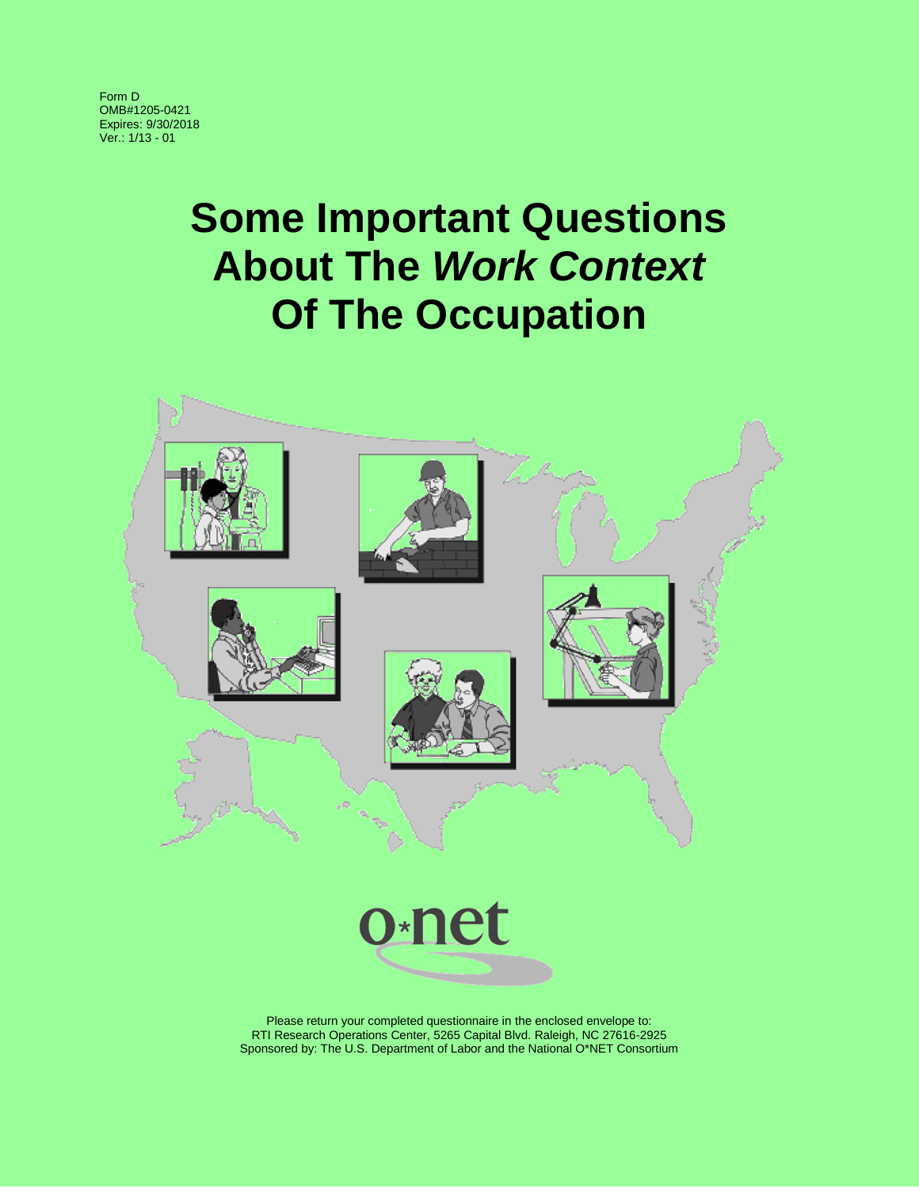Form D
OMB#1205-0421
Expires: 9/30/2018
Ver.: 1/13 - 01

# Some Important Questions About The *Work Context* Of The Occupation

o*net

Please return your completed questionnaire in the enclosed envelope to:
RTI Research Operations Center, 5265 Capital Blvd. Raleigh, NC 27616-2925
Sponsored by: The U.S. Department of Labor and the National O*NET Consortium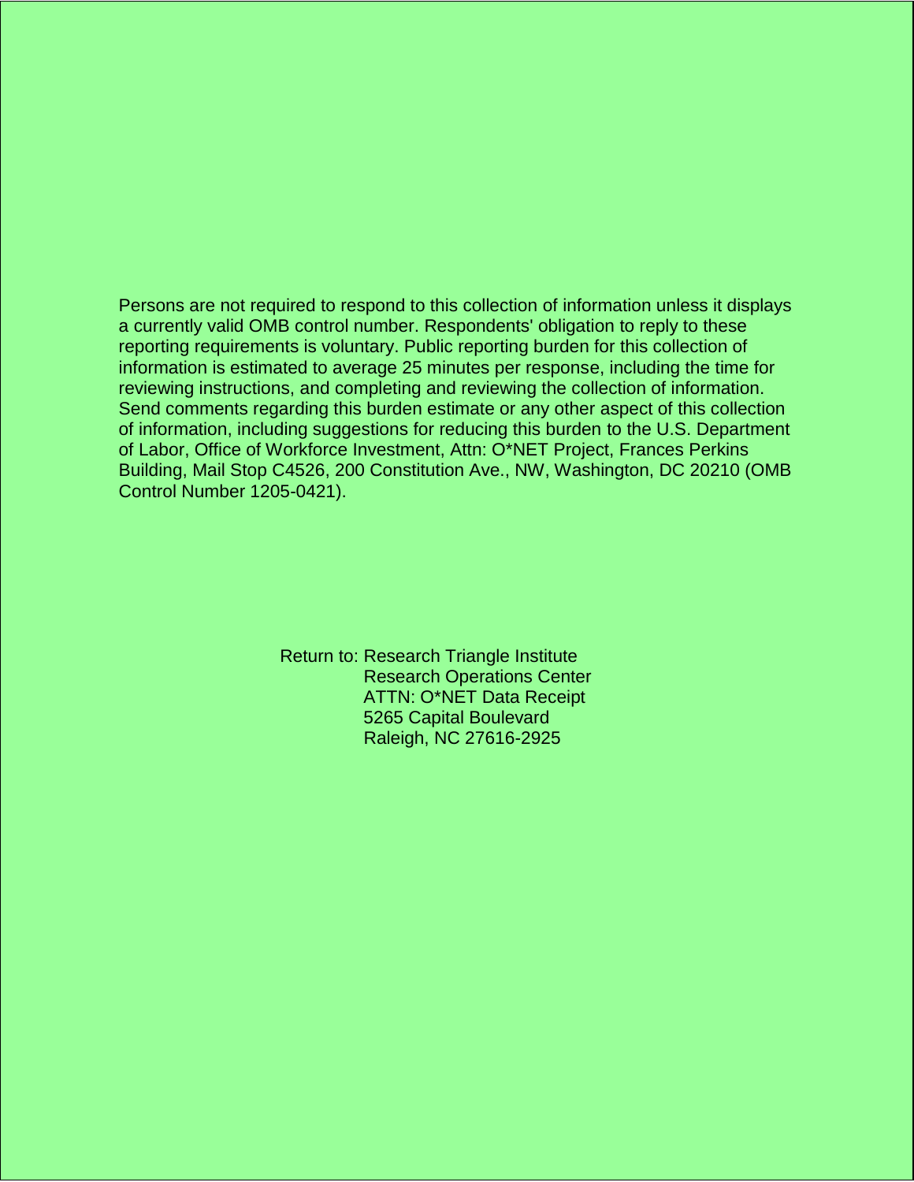Persons are not required to respond to this collection of information unless it displays a currently valid OMB control number. Respondents' obligation to reply to these reporting requirements is voluntary. Public reporting burden for this collection of information is estimated to average 25 minutes per response, including the time for reviewing instructions, and completing and reviewing the collection of information. Send comments regarding this burden estimate or any other aspect of this collection of information, including suggestions for reducing this burden to the U.S. Department of Labor, Office of Workforce Investment, Attn: O*NET Project, Frances Perkins Building, Mail Stop C4526, 200 Constitution Ave., NW, Washington, DC 20210 (OMB Control Number 1205-0421).

Return to: Research Triangle Institute
Research Operations Center
ATTN: O*NET Data Receipt
5265 Capital Boulevard
Raleigh, NC 27616-2925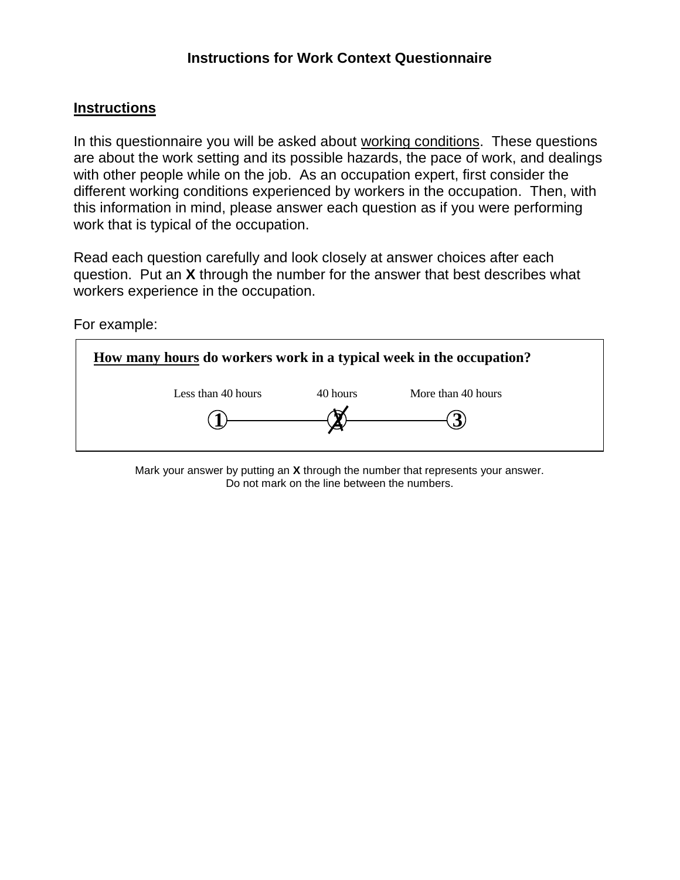# Instructions for Work Context Questionnaire

## Instructions

In this questionnaire you will be asked about working conditions. These questions are about the work setting and its possible hazards, the pace of work, and dealings with other people while on the job. As an occupation expert, first consider the different working conditions experienced by workers in the occupation. Then, with this information in mind, please answer each question as if you were performing work that is typical of the occupation.

Read each question carefully and look closely at answer choices after each question. Put an **X** through the number for the answer that best describes what workers experience in the occupation.

For example:

**How many hours do workers work in a typical week in the occupation?**

| Less than 40 hours | 40 hours | More than 40 hours |
|---|---|---|
| 1 | ~~2~~ (X) | 3 |

Mark your answer by putting an **X** through the number that represents your answer.
Do not mark on the line between the numbers.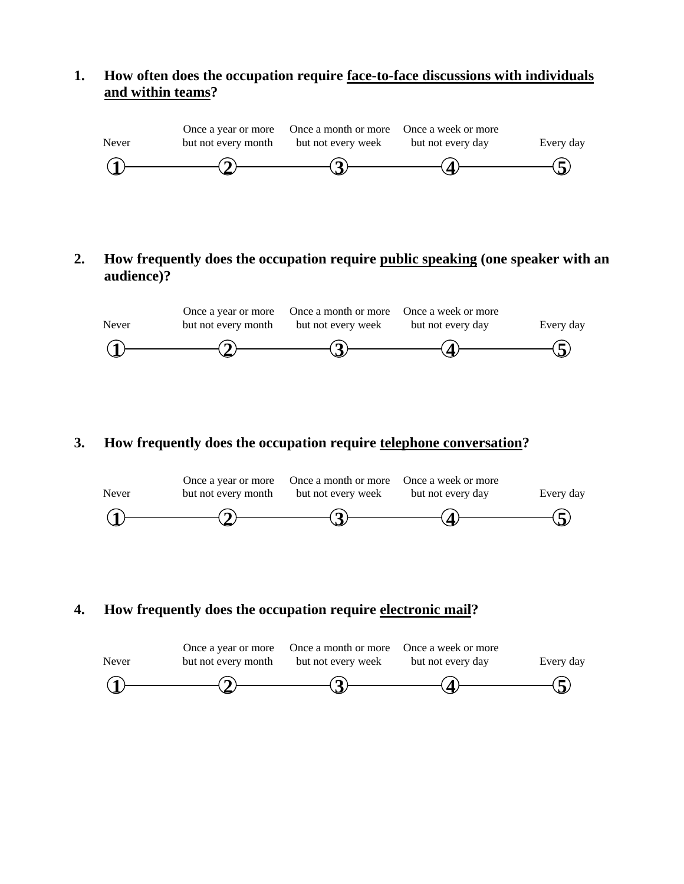1. **How often does the occupation require <u>face-to-face discussions with individuals and within teams</u>?**

| Never | Once a year or more but not every month | Once a month or more but not every week | Once a week or more but not every day | Every day |
|---|---|---|---|---|
| 1 | 2 | 3 | 4 | 5 |

2. **How frequently does the occupation require <u>public speaking</u> (one speaker with an audience)?**

| Never | Once a year or more but not every month | Once a month or more but not every week | Once a week or more but not every day | Every day |
|---|---|---|---|---|
| 1 | 2 | 3 | 4 | 5 |

3. **How frequently does the occupation require <u>telephone conversation</u>?**

| Never | Once a year or more but not every month | Once a month or more but not every week | Once a week or more but not every day | Every day |
|---|---|---|---|---|
| 1 | 2 | 3 | 4 | 5 |

4. **How frequently does the occupation require <u>electronic mail</u>?**

| Never | Once a year or more but not every month | Once a month or more but not every week | Once a week or more but not every day | Every day |
|---|---|---|---|---|
| 1 | 2 | 3 | 4 | 5 |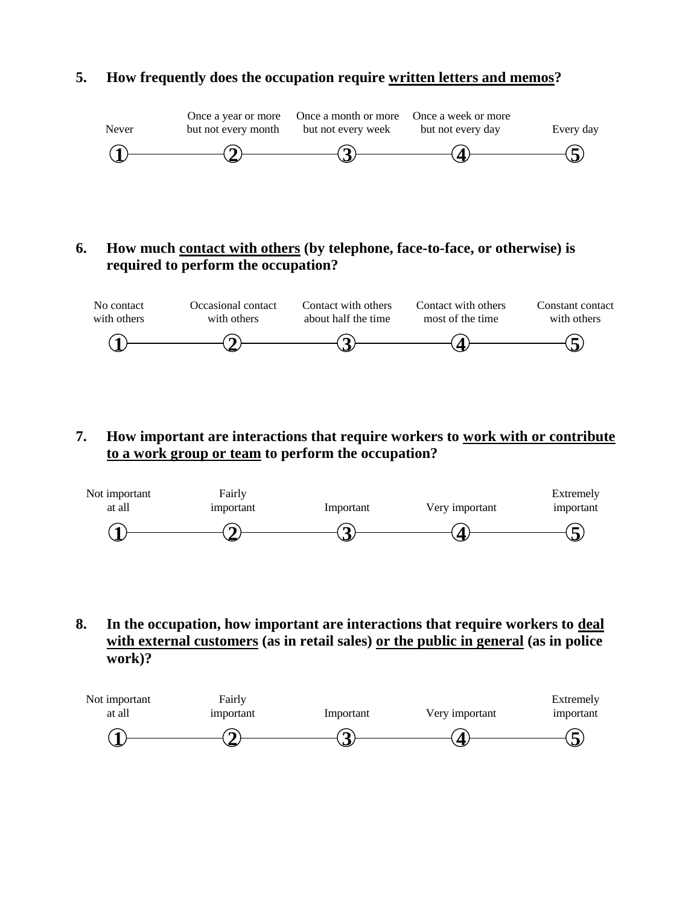**5. How frequently does the occupation require <u>written letters and memos</u>?**

| Never | Once a year or more but not every month | Once a month or more but not every week | Once a week or more but not every day | Every day |
|---|---|---|---|---|
| ① | ② | ③ | ④ | ⑤ |

**6. How much <u>contact with others</u> (by telephone, face-to-face, or otherwise) is required to perform the occupation?**

| No contact with others | Occasional contact with others | Contact with others about half the time | Contact with others most of the time | Constant contact with others |
|---|---|---|---|---|
| ① | ② | ③ | ④ | ⑤ |

**7. How important are interactions that require workers to <u>work with or contribute to a work group or team</u> to perform the occupation?**

| Not important at all | Fairly important | Important | Very important | Extremely important |
|---|---|---|---|---|
| ① | ② | ③ | ④ | ⑤ |

**8. In the occupation, how important are interactions that require workers to <u>deal with external customers</u> (as in retail sales) <u>or the public in general</u> (as in police work)?**

| Not important at all | Fairly important | Important | Very important | Extremely important |
|---|---|---|---|---|
| ① | ② | ③ | ④ | ⑤ |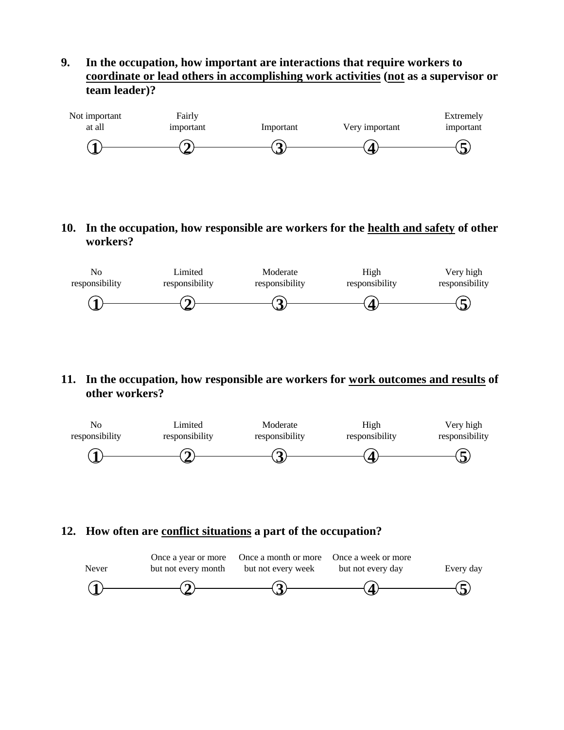**9. In the occupation, how important are interactions that require workers to <u>coordinate or lead others in accomplishing work activities</u> (<u>not</u> as a supervisor or team leader)?**

| Not important at all | Fairly important | Important | Very important | Extremely important |
|---|---|---|---|---|
| ① | ② | ③ | ④ | ⑤ |

**10. In the occupation, how responsible are workers for the <u>health and safety</u> of other workers?**

| No responsibility | Limited responsibility | Moderate responsibility | High responsibility | Very high responsibility |
|---|---|---|---|---|
| ① | ② | ③ | ④ | ⑤ |

**11. In the occupation, how responsible are workers for <u>work outcomes and results</u> of other workers?**

| No responsibility | Limited responsibility | Moderate responsibility | High responsibility | Very high responsibility |
|---|---|---|---|---|
| ① | ② | ③ | ④ | ⑤ |

**12. How often are <u>conflict situations</u> a part of the occupation?**

| Never | Once a year or more but not every month | Once a month or more but not every week | Once a week or more but not every day | Every day |
|---|---|---|---|---|
| ① | ② | ③ | ④ | ⑤ |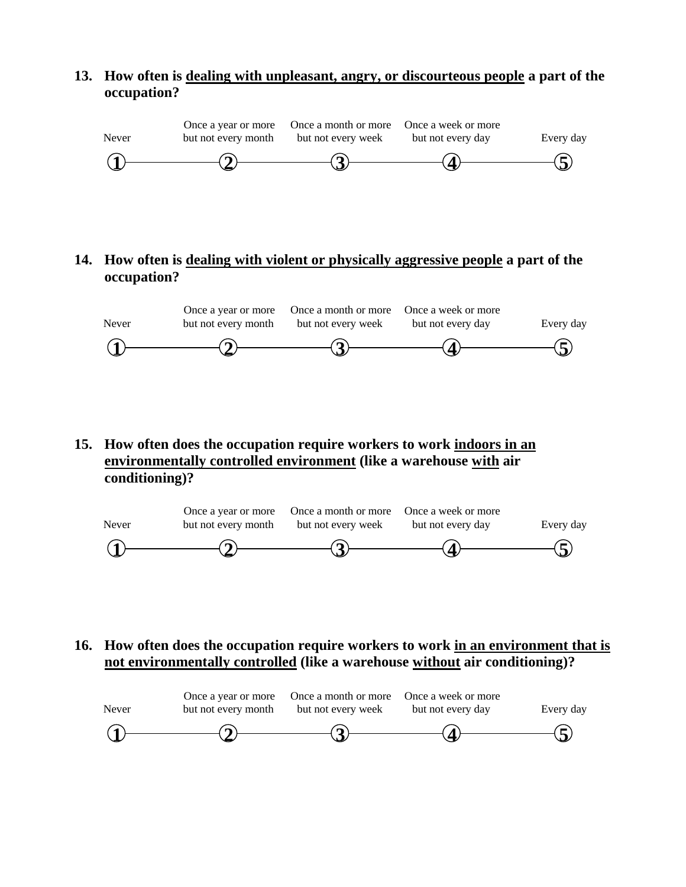**13. How often is <u>dealing with unpleasant, angry, or discourteous people</u> a part of the occupation?**

| Never | Once a year or more but not every month | Once a month or more but not every week | Once a week or more but not every day | Every day |
|---|---|---|---|---|
| 1 | 2 | 3 | 4 | 5 |

**14. How often is <u>dealing with violent or physically aggressive people</u> a part of the occupation?**

| Never | Once a year or more but not every month | Once a month or more but not every week | Once a week or more but not every day | Every day |
|---|---|---|---|---|
| 1 | 2 | 3 | 4 | 5 |

**15. How often does the occupation require workers to work <u>indoors in an environmentally controlled environment</u> (like a warehouse <u>with</u> air conditioning)?**

| Never | Once a year or more but not every month | Once a month or more but not every week | Once a week or more but not every day | Every day |
|---|---|---|---|---|
| 1 | 2 | 3 | 4 | 5 |

**16. How often does the occupation require workers to work <u>in an environment that is not environmentally controlled</u> (like a warehouse <u>without</u> air conditioning)?**

| Never | Once a year or more but not every month | Once a month or more but not every week | Once a week or more but not every day | Every day |
|---|---|---|---|---|
| 1 | 2 | 3 | 4 | 5 |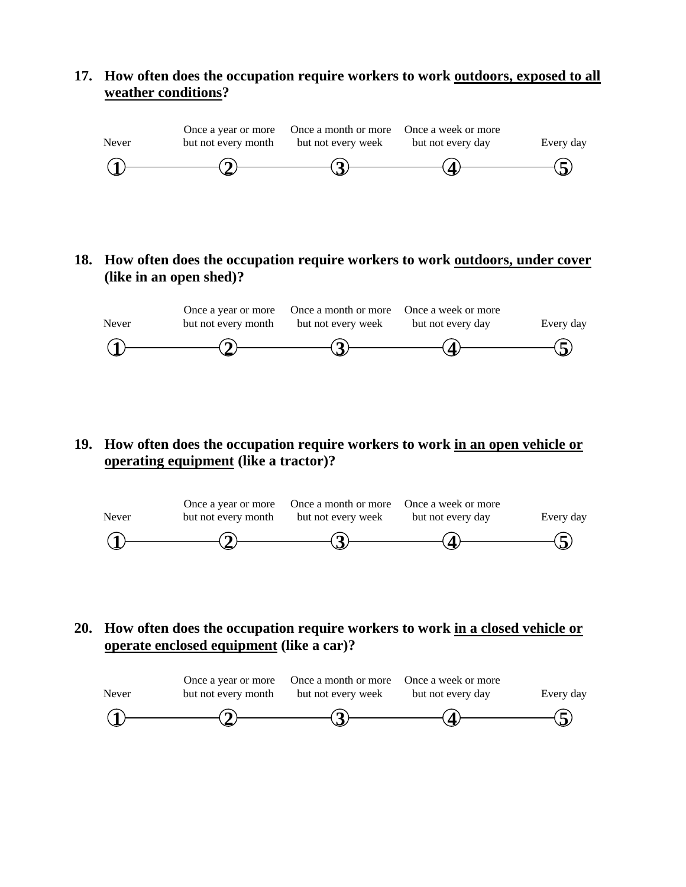**17. How often does the occupation require workers to work <u>outdoors, exposed to all weather conditions</u>?**

| Never | Once a year or more but not every month | Once a month or more but not every week | Once a week or more but not every day | Every day |
|---|---|---|---|---|
| ① | ② | ③ | ④ | ⑤ |

**18. How often does the occupation require workers to work <u>outdoors, under cover</u> (like in an open shed)?**

| Never | Once a year or more but not every month | Once a month or more but not every week | Once a week or more but not every day | Every day |
|---|---|---|---|---|
| ① | ② | ③ | ④ | ⑤ |

**19. How often does the occupation require workers to work <u>in an open vehicle or operating equipment</u> (like a tractor)?**

| Never | Once a year or more but not every month | Once a month or more but not every week | Once a week or more but not every day | Every day |
|---|---|---|---|---|
| ① | ② | ③ | ④ | ⑤ |

**20. How often does the occupation require workers to work <u>in a closed vehicle or operate enclosed equipment</u> (like a car)?**

| Never | Once a year or more but not every month | Once a month or more but not every week | Once a week or more but not every day | Every day |
|---|---|---|---|---|
| ① | ② | ③ | ④ | ⑤ |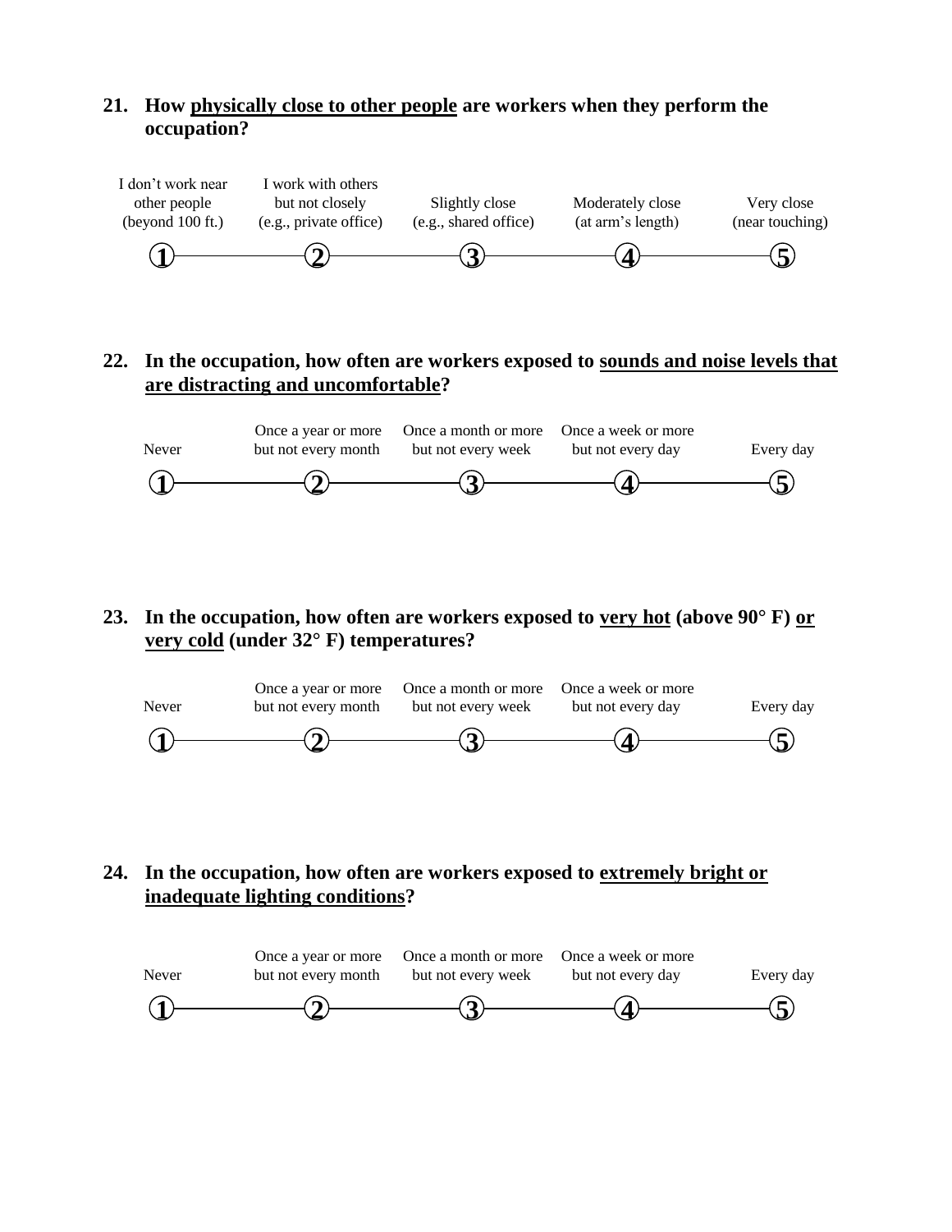**21. How <u>physically close to other people</u> are workers when they perform the occupation?**

| 1 | 2 | 3 | 4 | 5 |
|---|---|---|---|---|
| I don't work near other people (beyond 100 ft.) | I work with others but not closely (e.g., private office) | Slightly close (e.g., shared office) | Moderately close (at arm's length) | Very close (near touching) |

**22. In the occupation, how often are workers exposed to <u>sounds and noise levels that are distracting and uncomfortable</u>?**

| 1 | 2 | 3 | 4 | 5 |
|---|---|---|---|---|
| Never | Once a year or more but not every month | Once a month or more but not every week | Once a week or more but not every day | Every day |

**23. In the occupation, how often are workers exposed to <u>very hot</u> (above 90° F) <u>or very cold</u> (under 32° F) temperatures?**

| 1 | 2 | 3 | 4 | 5 |
|---|---|---|---|---|
| Never | Once a year or more but not every month | Once a month or more but not every week | Once a week or more but not every day | Every day |

**24. In the occupation, how often are workers exposed to <u>extremely bright or inadequate lighting conditions</u>?**

| 1 | 2 | 3 | 4 | 5 |
|---|---|---|---|---|
| Never | Once a year or more but not every month | Once a month or more but not every week | Once a week or more but not every day | Every day |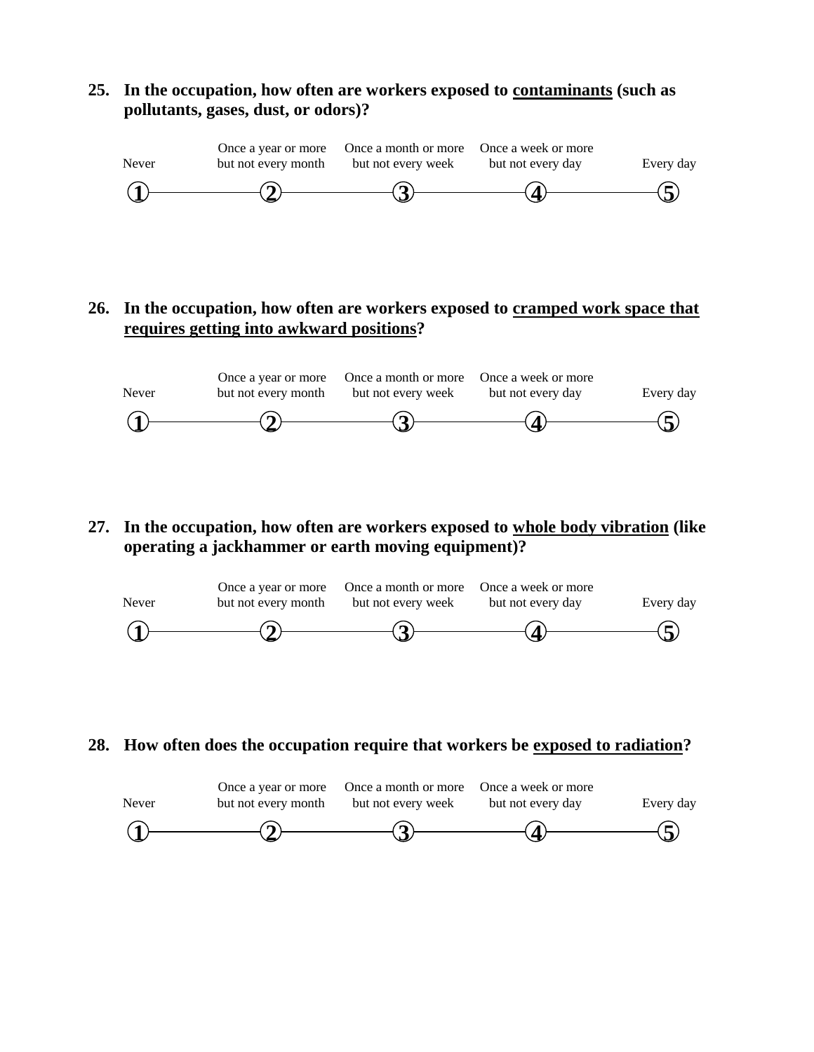**25. In the occupation, how often are workers exposed to <u>contaminants</u> (such as pollutants, gases, dust, or odors)?**

| Never | Once a year or more but not every month | Once a month or more but not every week | Once a week or more but not every day | Every day |
|---|---|---|---|---|
| ① | ② | ③ | ④ | ⑤ |

**26. In the occupation, how often are workers exposed to <u>cramped work space that requires getting into awkward positions</u>?**

| Never | Once a year or more but not every month | Once a month or more but not every week | Once a week or more but not every day | Every day |
|---|---|---|---|---|
| ① | ② | ③ | ④ | ⑤ |

**27. In the occupation, how often are workers exposed to <u>whole body vibration</u> (like operating a jackhammer or earth moving equipment)?**

| Never | Once a year or more but not every month | Once a month or more but not every week | Once a week or more but not every day | Every day |
|---|---|---|---|---|
| ① | ② | ③ | ④ | ⑤ |

**28. How often does the occupation require that workers be <u>exposed to radiation</u>?**

| Never | Once a year or more but not every month | Once a month or more but not every week | Once a week or more but not every day | Every day |
|---|---|---|---|---|
| ① | ② | ③ | ④ | ⑤ |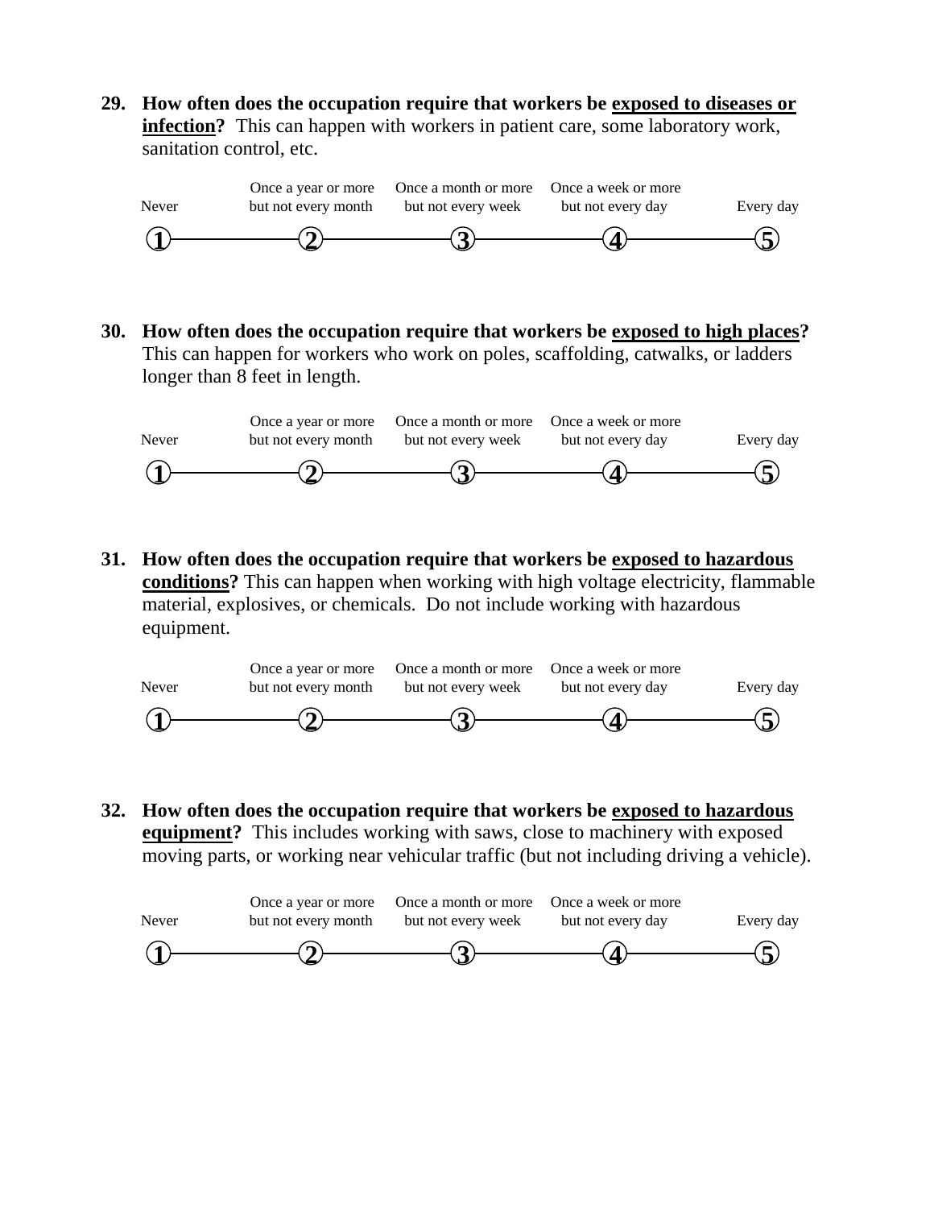**29. How often does the occupation require that workers be <u>exposed to diseases or infection</u>?** This can happen with workers in patient care, some laboratory work, sanitation control, etc.

| Never | Once a year or more but not every month | Once a month or more but not every week | Once a week or more but not every day | Every day |
|---|---|---|---|---|
| 1 | 2 | 3 | 4 | 5 |

**30. How often does the occupation require that workers be <u>exposed to high places</u>?** This can happen for workers who work on poles, scaffolding, catwalks, or ladders longer than 8 feet in length.

| Never | Once a year or more but not every month | Once a month or more but not every week | Once a week or more but not every day | Every day |
|---|---|---|---|---|
| 1 | 2 | 3 | 4 | 5 |

**31. How often does the occupation require that workers be <u>exposed to hazardous conditions</u>?** This can happen when working with high voltage electricity, flammable material, explosives, or chemicals. Do not include working with hazardous equipment.

| Never | Once a year or more but not every month | Once a month or more but not every week | Once a week or more but not every day | Every day |
|---|---|---|---|---|
| 1 | 2 | 3 | 4 | 5 |

**32. How often does the occupation require that workers be <u>exposed to hazardous equipment</u>?** This includes working with saws, close to machinery with exposed moving parts, or working near vehicular traffic (but not including driving a vehicle).

| Never | Once a year or more but not every month | Once a month or more but not every week | Once a week or more but not every day | Every day |
|---|---|---|---|---|
| 1 | 2 | 3 | 4 | 5 |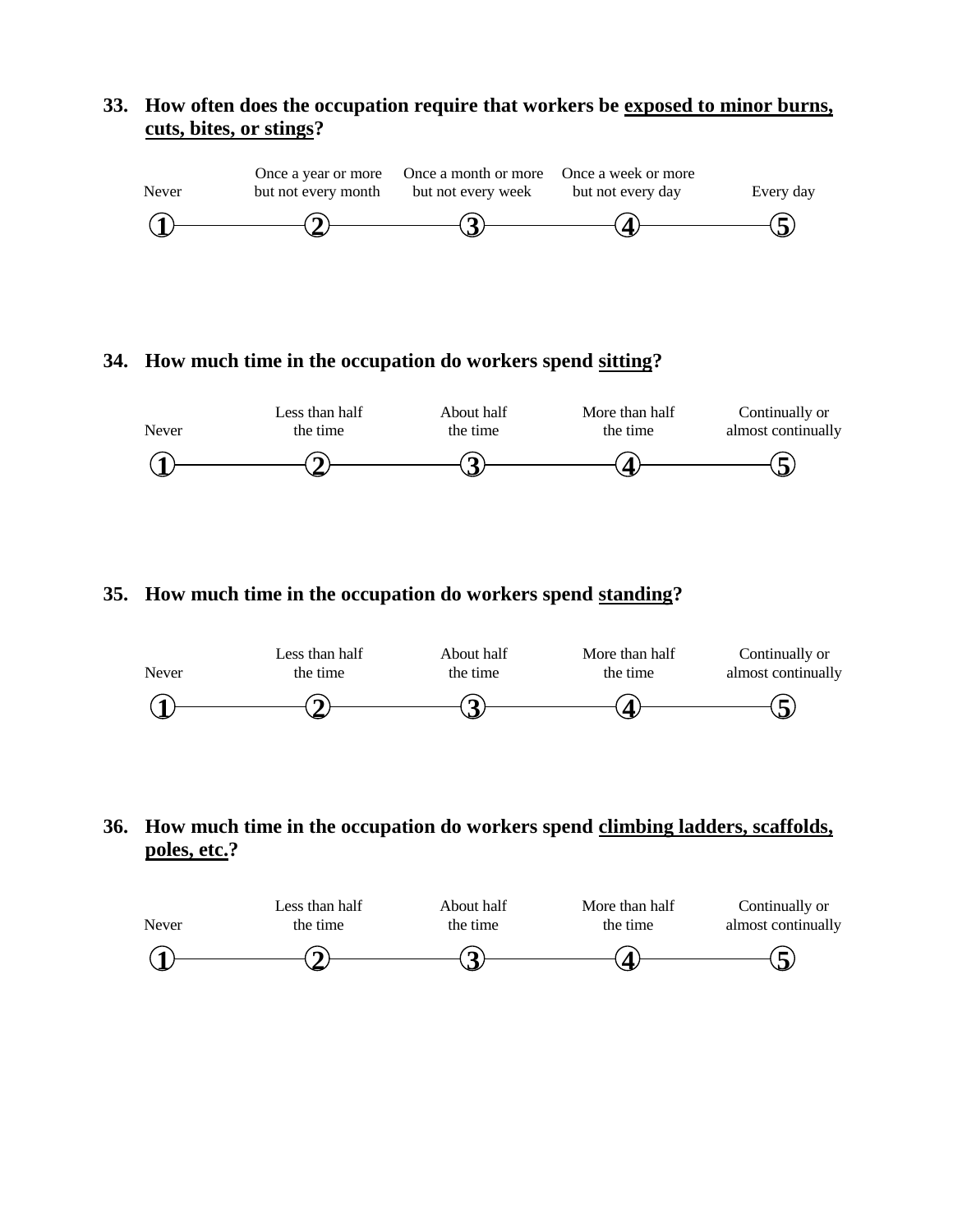**33. How often does the occupation require that workers be <u>exposed to minor burns, cuts, bites, or stings</u>?**

| Never | Once a year or more but not every month | Once a month or more but not every week | Once a week or more but not every day | Every day |
|---|---|---|---|---|
| 1 | 2 | 3 | 4 | 5 |

**34. How much time in the occupation do workers spend <u>sitting</u>?**

| Never | Less than half the time | About half the time | More than half the time | Continually or almost continually |
|---|---|---|---|---|
| 1 | 2 | 3 | 4 | 5 |

**35. How much time in the occupation do workers spend <u>standing</u>?**

| Never | Less than half the time | About half the time | More than half the time | Continually or almost continually |
|---|---|---|---|---|
| 1 | 2 | 3 | 4 | 5 |

**36. How much time in the occupation do workers spend <u>climbing ladders, scaffolds, poles, etc.</u>?**

| Never | Less than half the time | About half the time | More than half the time | Continually or almost continually |
|---|---|---|---|---|
| 1 | 2 | 3 | 4 | 5 |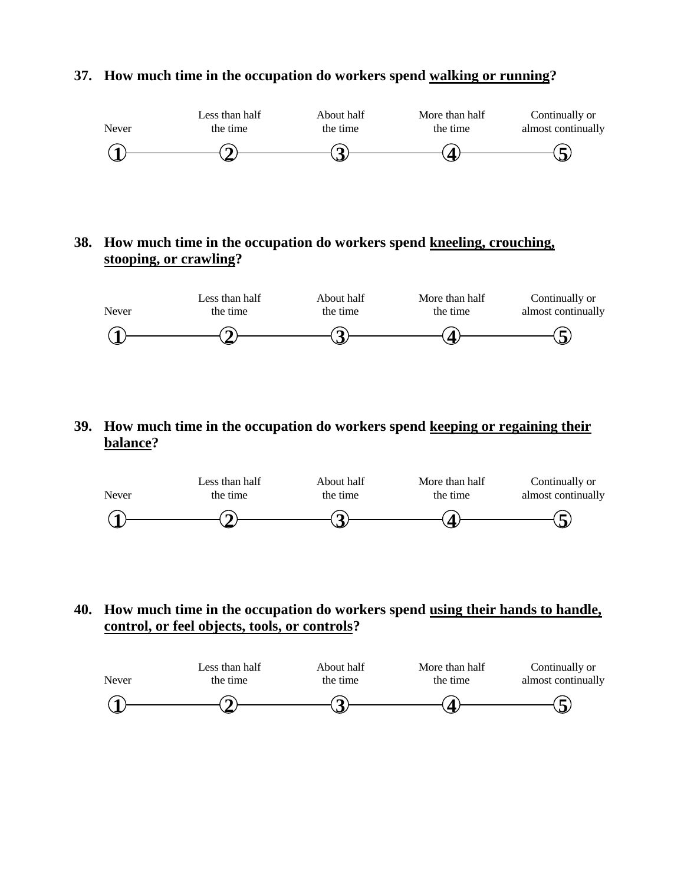**37. How much time in the occupation do workers spend <u>walking or running</u>?**

| Never | Less than half the time | About half the time | More than half the time | Continually or almost continually |
|---|---|---|---|---|
| ① | ② | ③ | ④ | ⑤ |

**38. How much time in the occupation do workers spend <u>kneeling, crouching, stooping, or crawling</u>?**

| Never | Less than half the time | About half the time | More than half the time | Continually or almost continually |
|---|---|---|---|---|
| ① | ② | ③ | ④ | ⑤ |

**39. How much time in the occupation do workers spend <u>keeping or regaining their balance</u>?**

| Never | Less than half the time | About half the time | More than half the time | Continually or almost continually |
|---|---|---|---|---|
| ① | ② | ③ | ④ | ⑤ |

**40. How much time in the occupation do workers spend <u>using their hands to handle, control, or feel objects, tools, or controls</u>?**

| Never | Less than half the time | About half the time | More than half the time | Continually or almost continually |
|---|---|---|---|---|
| ① | ② | ③ | ④ | ⑤ |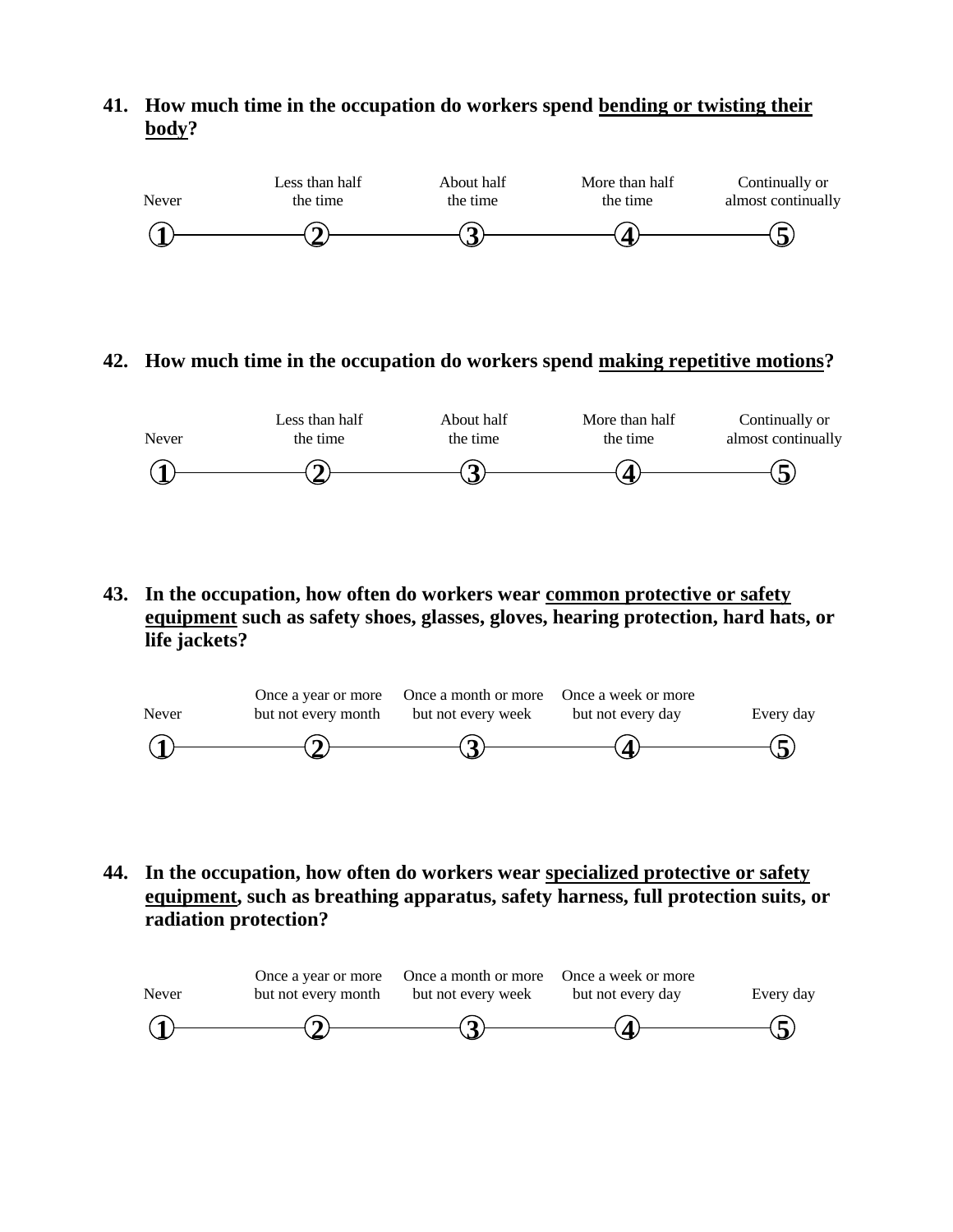**41. How much time in the occupation do workers spend <u>bending or twisting their body</u>?**

| Never | Less than half the time | About half the time | More than half the time | Continually or almost continually |
|---|---|---|---|---|
| ① | ② | ③ | ④ | ⑤ |

**42. How much time in the occupation do workers spend <u>making repetitive motions</u>?**

| Never | Less than half the time | About half the time | More than half the time | Continually or almost continually |
|---|---|---|---|---|
| ① | ② | ③ | ④ | ⑤ |

**43. In the occupation, how often do workers wear <u>common protective or safety equipment</u> such as safety shoes, glasses, gloves, hearing protection, hard hats, or life jackets?**

| Never | Once a year or more but not every month | Once a month or more but not every week | Once a week or more but not every day | Every day |
|---|---|---|---|---|
| ① | ② | ③ | ④ | ⑤ |

**44. In the occupation, how often do workers wear <u>specialized protective or safety equipment</u>, such as breathing apparatus, safety harness, full protection suits, or radiation protection?**

| Never | Once a year or more but not every month | Once a month or more but not every week | Once a week or more but not every day | Every day |
|---|---|---|---|---|
| ① | ② | ③ | ④ | ⑤ |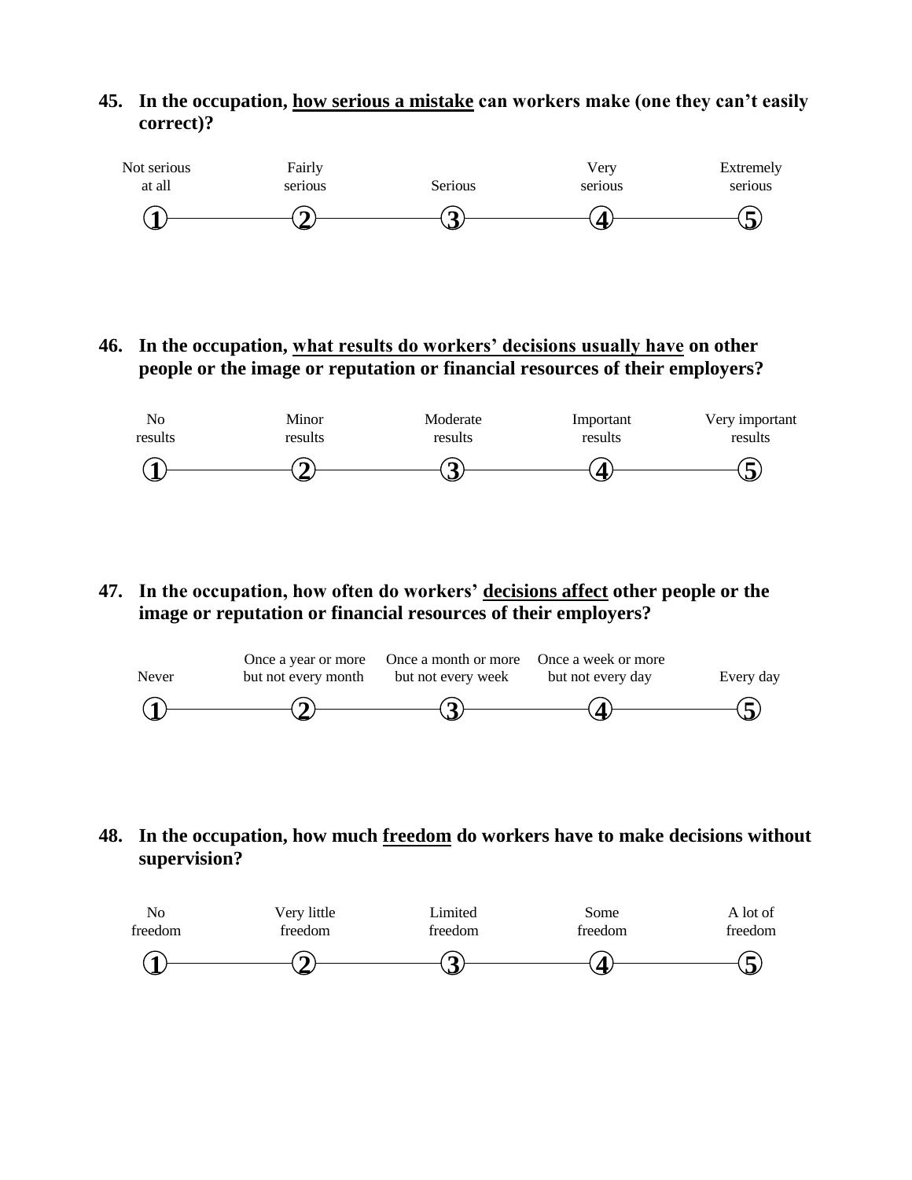**45. In the occupation, <u>how serious a mistake</u> can workers make (one they can't easily correct)?**

| Not serious at all | Fairly serious | Serious | Very serious | Extremely serious |
|---|---|---|---|---|
| ① | ② | ③ | ④ | ⑤ |

**46. In the occupation, <u>what results do workers' decisions usually have</u> on other people or the image or reputation or financial resources of their employers?**

| No results | Minor results | Moderate results | Important results | Very important results |
|---|---|---|---|---|
| ① | ② | ③ | ④ | ⑤ |

**47. In the occupation, how often do workers' <u>decisions affect</u> other people or the image or reputation or financial resources of their employers?**

| Never | Once a year or more but not every month | Once a month or more but not every week | Once a week or more but not every day | Every day |
|---|---|---|---|---|
| ① | ② | ③ | ④ | ⑤ |

**48. In the occupation, how much <u>freedom</u> do workers have to make decisions without supervision?**

| No freedom | Very little freedom | Limited freedom | Some freedom | A lot of freedom |
|---|---|---|---|---|
| ① | ② | ③ | ④ | ⑤ |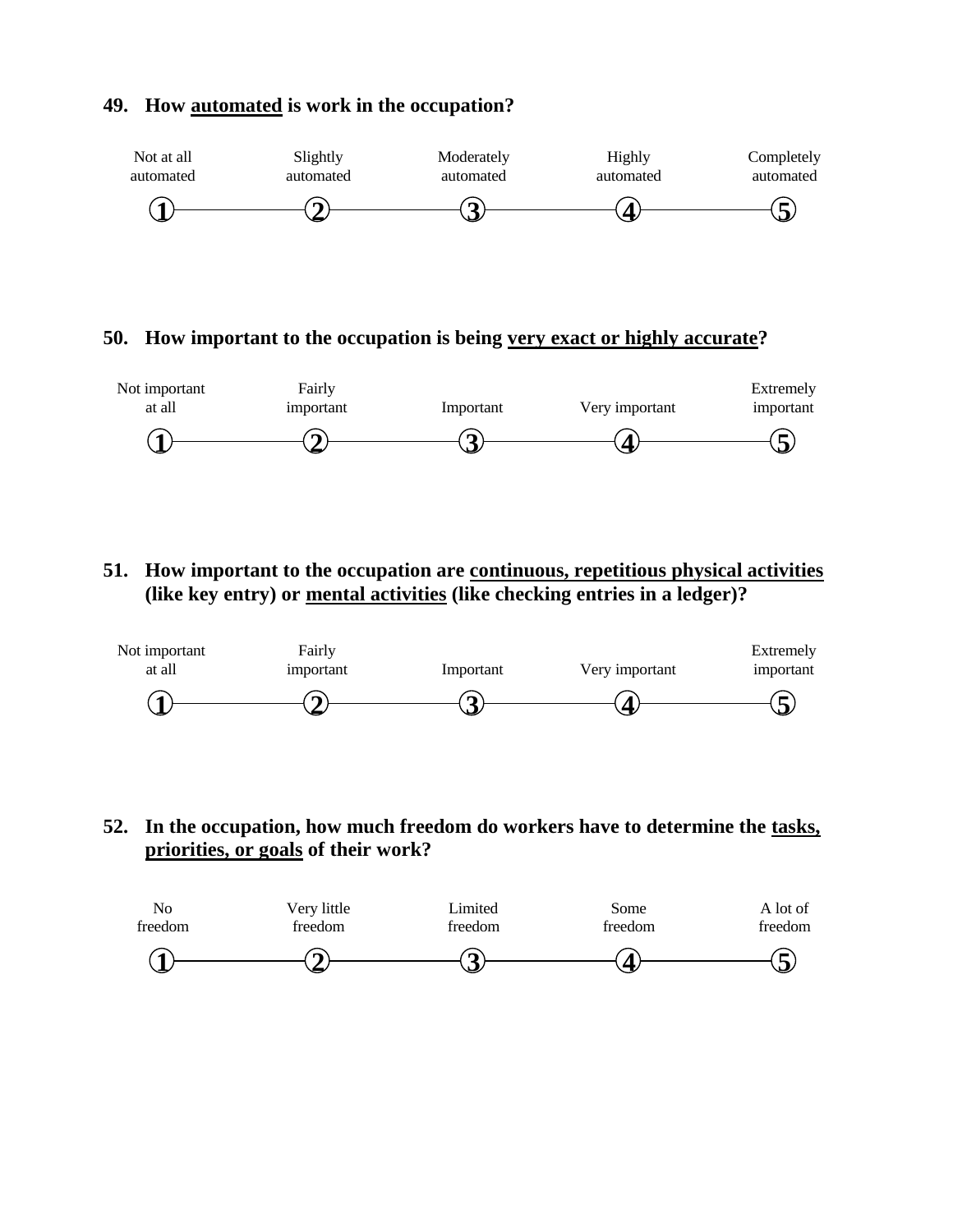**49. How <u>automated</u> is work in the occupation?**

| Not at all automated | Slightly automated | Moderately automated | Highly automated | Completely automated |
|---|---|---|---|---|
| 1 | 2 | 3 | 4 | 5 |

**50. How important to the occupation is being <u>very exact or highly accurate</u>?**

| Not important at all | Fairly important | Important | Very important | Extremely important |
|---|---|---|---|---|
| 1 | 2 | 3 | 4 | 5 |

**51. How important to the occupation are <u>continuous, repetitious physical activities</u> (like key entry) or <u>mental activities</u> (like checking entries in a ledger)?**

| Not important at all | Fairly important | Important | Very important | Extremely important |
|---|---|---|---|---|
| 1 | 2 | 3 | 4 | 5 |

**52. In the occupation, how much freedom do workers have to determine the <u>tasks, priorities, or goals</u> of their work?**

| No freedom | Very little freedom | Limited freedom | Some freedom | A lot of freedom |
|---|---|---|---|---|
| 1 | 2 | 3 | 4 | 5 |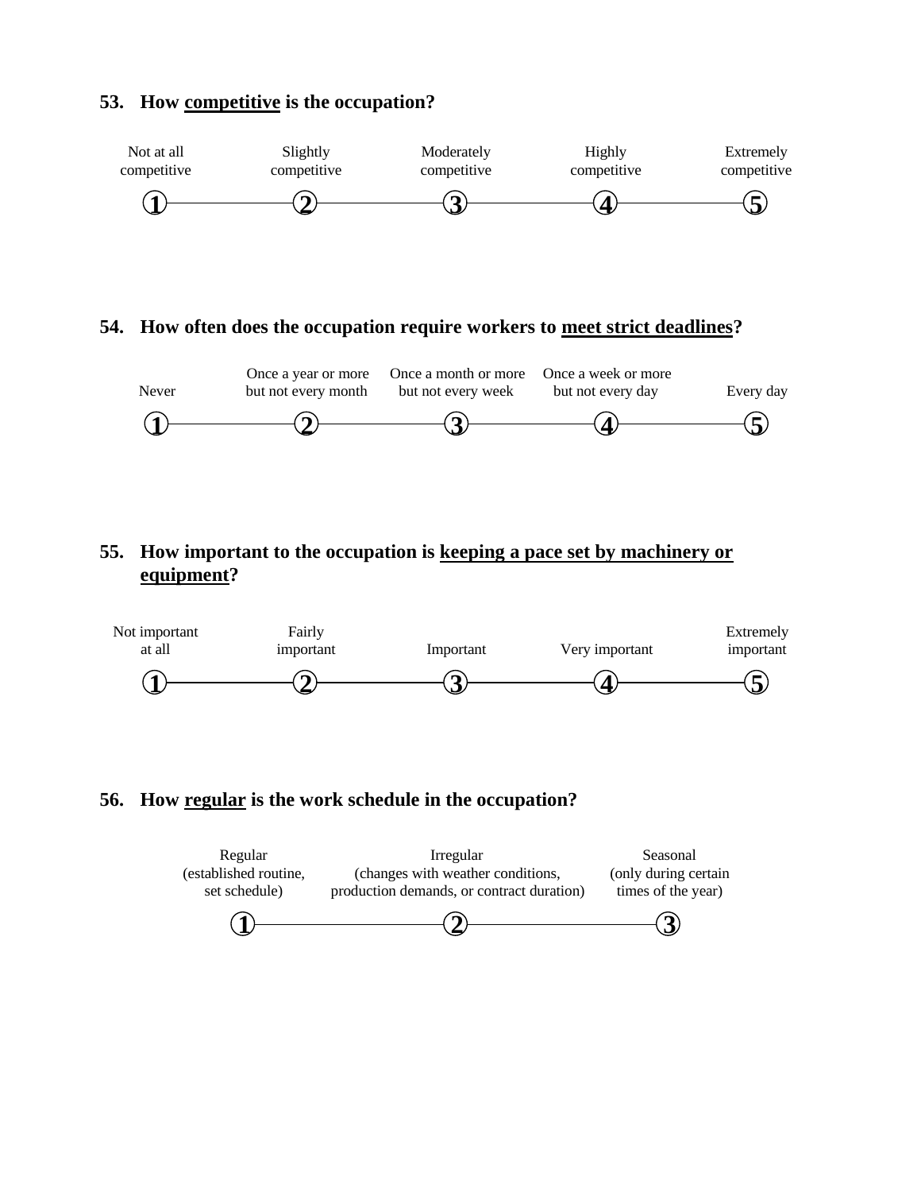**53. How <u>competitive</u> is the occupation?**

| Not at all competitive | Slightly competitive | Moderately competitive | Highly competitive | Extremely competitive |
|---|---|---|---|---|
| ① | ② | ③ | ④ | ⑤ |

**54. How often does the occupation require workers to <u>meet strict deadlines</u>?**

| Never | Once a year or more but not every month | Once a month or more but not every week | Once a week or more but not every day | Every day |
|---|---|---|---|---|
| ① | ② | ③ | ④ | ⑤ |

**55. How important to the occupation is <u>keeping a pace set by machinery or equipment</u>?**

| Not important at all | Fairly important | Important | Very important | Extremely important |
|---|---|---|---|---|
| ① | ② | ③ | ④ | ⑤ |

**56. How <u>regular</u> is the work schedule in the occupation?**

| Regular (established routine, set schedule) | Irregular (changes with weather conditions, production demands, or contract duration) | Seasonal (only during certain times of the year) |
|---|---|---|
| ① | ② | ③ |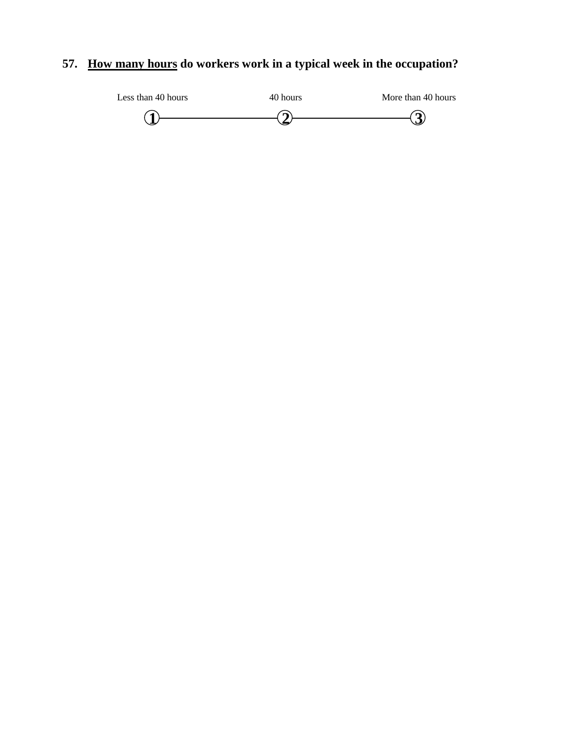**57. <u>How many hours</u> do workers work in a typical week in the occupation?**

Less than 40 hours — 40 hours — More than 40 hours

① ② ③